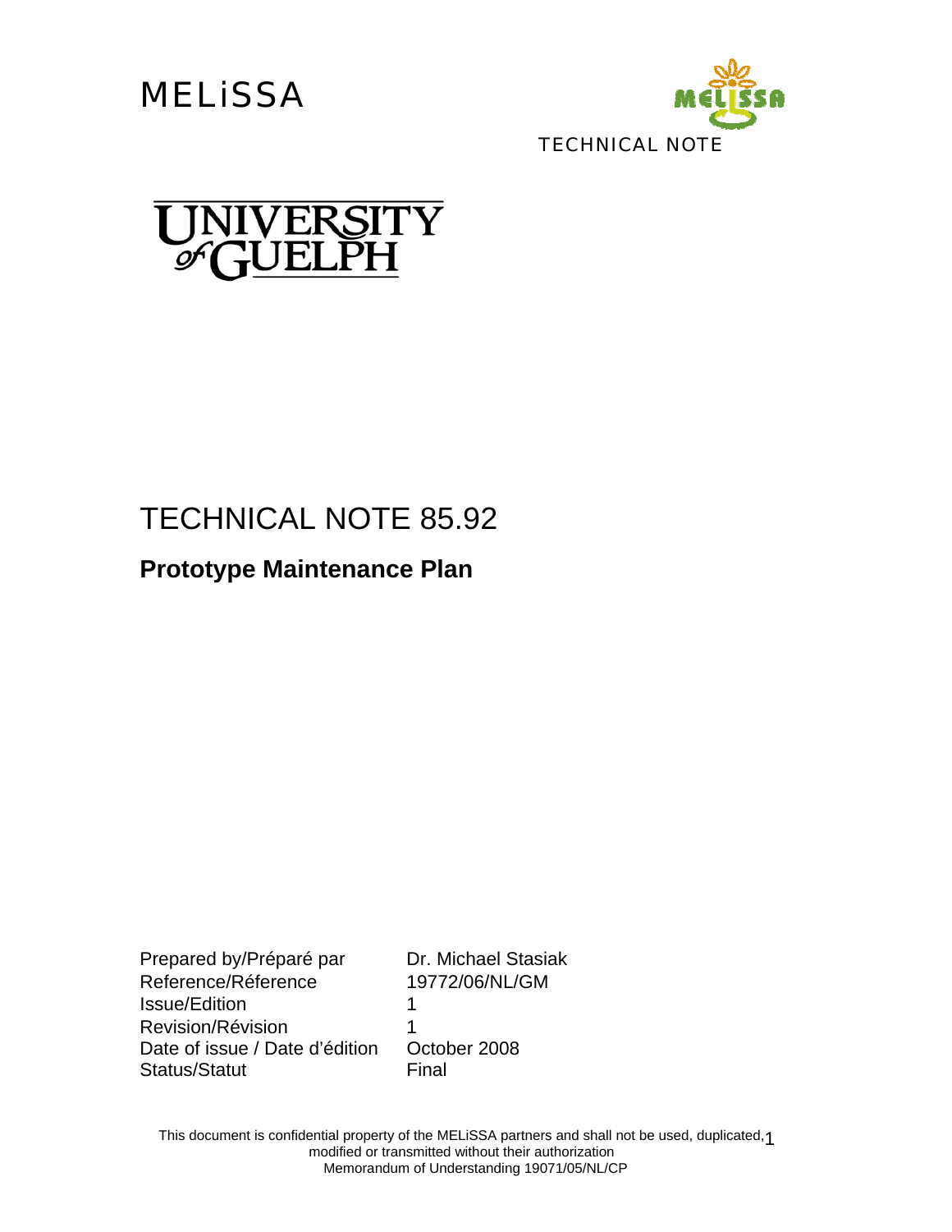MELiSSA

TECHNICAL NOTE

UNIVERSITY of GUELPH

# TECHNICAL NOTE 85.92

## Prototype Maintenance Plan

| | |
|---|---|
| Prepared by/Préparé par | Dr. Michael Stasiak |
| Reference/Réference | 19772/06/NL/GM |
| Issue/Edition | 1 |
| Revision/Révision | 1 |
| Date of issue / Date d'édition | October 2008 |
| Status/Statut | Final |

This document is confidential property of the MELiSSA partners and shall not be used, duplicated, modified or transmitted without their authorization
Memorandum of Understanding 19071/05/NL/CP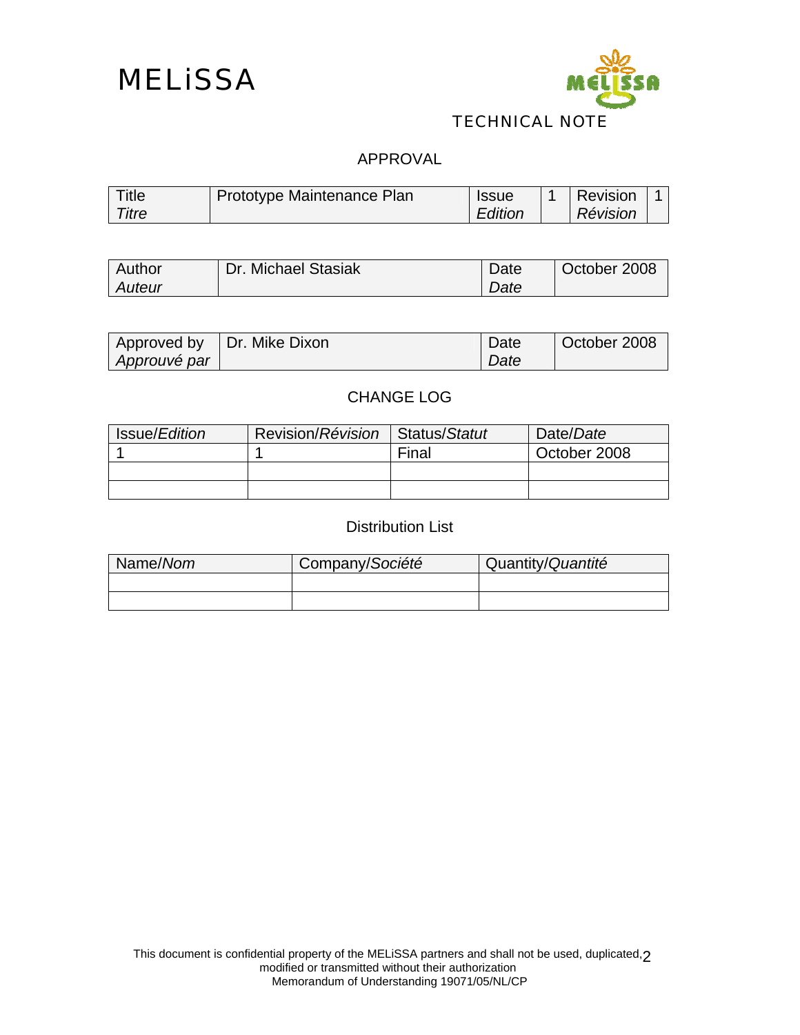# MELiSSA

TECHNICAL NOTE

## APPROVAL

| Title *Titre* | Prototype Maintenance Plan | Issue *Edition* | 1 | Revision *Révision* | 1 |
|---|---|---|---|---|---|

| Author *Auteur* | Dr. Michael Stasiak | Date *Date* | October 2008 |
|---|---|---|---|

| Approved by *Approuvé par* | Dr. Mike Dixon | Date *Date* | October 2008 |
|---|---|---|---|

## CHANGE LOG

| Issue/*Edition* | Revision/*Révision* | Status/*Statut* | Date/*Date* |
|---|---|---|---|
| 1 | 1 | Final | October 2008 |
| | | | |
| | | | |

## Distribution List

| Name/*Nom* | Company/*Société* | Quantity/*Quantité* |
|---|---|---|
| | | |
| | | |

This document is confidential property of the MELiSSA partners and shall not be used, duplicated, modified or transmitted without their authorization
Memorandum of Understanding 19071/05/NL/CP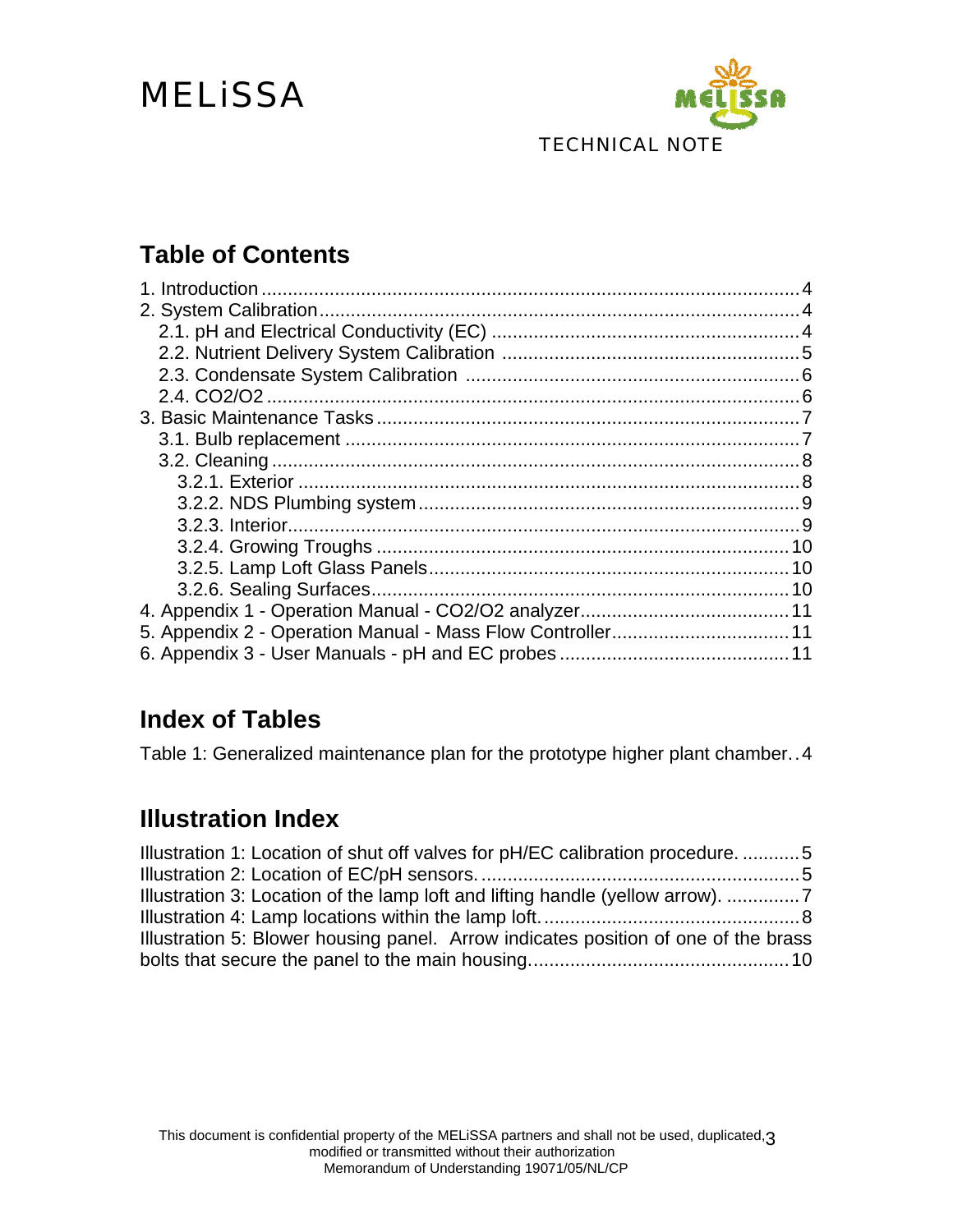## Table of Contents

1. Introduction ..... 4
2. System Calibration ..... 4
   - 2.1. pH and Electrical Conductivity (EC) ..... 4
   - 2.2. Nutrient Delivery System Calibration ..... 5
   - 2.3. Condensate System Calibration ..... 6
   - 2.4. CO2/O2 ..... 6
3. Basic Maintenance Tasks ..... 7
   - 3.1. Bulb replacement ..... 7
   - 3.2. Cleaning ..... 8
     - 3.2.1. Exterior ..... 8
     - 3.2.2. NDS Plumbing system ..... 9
     - 3.2.3. Interior ..... 9
     - 3.2.4. Growing Troughs ..... 10
     - 3.2.5. Lamp Loft Glass Panels ..... 10
     - 3.2.6. Sealing Surfaces ..... 10
4. Appendix 1 - Operation Manual - CO2/O2 analyzer ..... 11
5. Appendix 2 - Operation Manual - Mass Flow Controller ..... 11
6. Appendix 3 - User Manuals - pH and EC probes ..... 11

## Index of Tables

Table 1: Generalized maintenance plan for the prototype higher plant chamber ..... 4

## Illustration Index

Illustration 1: Location of shut off valves for pH/EC calibration procedure. ..... 5
Illustration 2: Location of EC/pH sensors. ..... 5
Illustration 3: Location of the lamp loft and lifting handle (yellow arrow). ..... 7
Illustration 4: Lamp locations within the lamp loft. ..... 8
Illustration 5: Blower housing panel. Arrow indicates position of one of the brass bolts that secure the panel to the main housing. ..... 10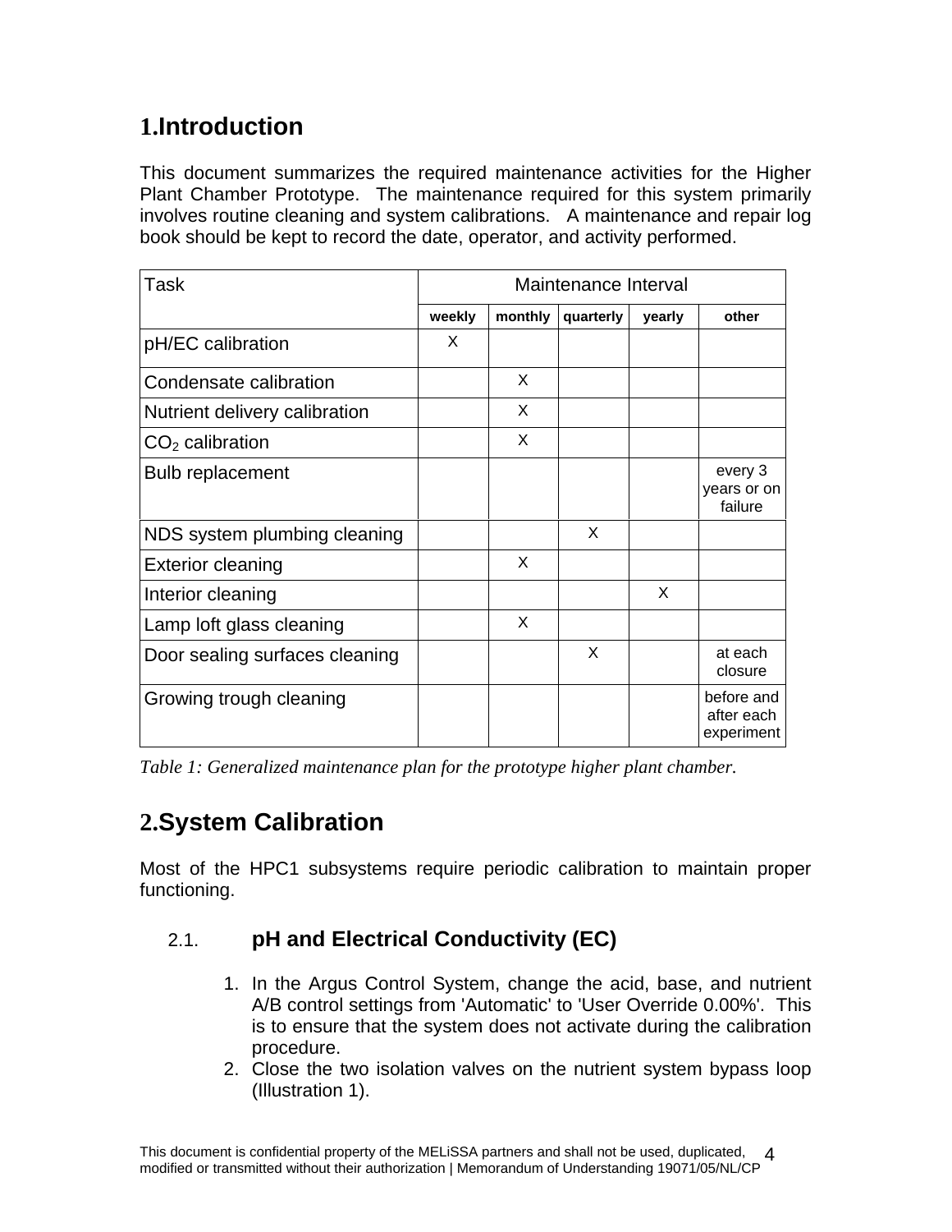# 1.Introduction

This document summarizes the required maintenance activities for the Higher Plant Chamber Prototype. The maintenance required for this system primarily involves routine cleaning and system calibrations. A maintenance and repair log book should be kept to record the date, operator, and activity performed.

| Task | Maintenance Interval | | | | |
|---|---|---|---|---|---|
| | weekly | monthly | quarterly | yearly | other |
| pH/EC calibration | X | | | | |
| Condensate calibration | | X | | | |
| Nutrient delivery calibration | | X | | | |
| $CO_2$ calibration | | X | | | |
| Bulb replacement | | | | | every 3 years or on failure |
| NDS system plumbing cleaning | | | X | | |
| Exterior cleaning | | X | | | |
| Interior cleaning | | | | X | |
| Lamp loft glass cleaning | | X | | | |
| Door sealing surfaces cleaning | | | X | | at each closure |
| Growing trough cleaning | | | | | before and after each experiment |

*Table 1: Generalized maintenance plan for the prototype higher plant chamber.*

# 2.System Calibration

Most of the HPC1 subsystems require periodic calibration to maintain proper functioning.

## 2.1. pH and Electrical Conductivity (EC)

1. In the Argus Control System, change the acid, base, and nutrient A/B control settings from 'Automatic' to 'User Override 0.00%'. This is to ensure that the system does not activate during the calibration procedure.
2. Close the two isolation valves on the nutrient system bypass loop (Illustration 1).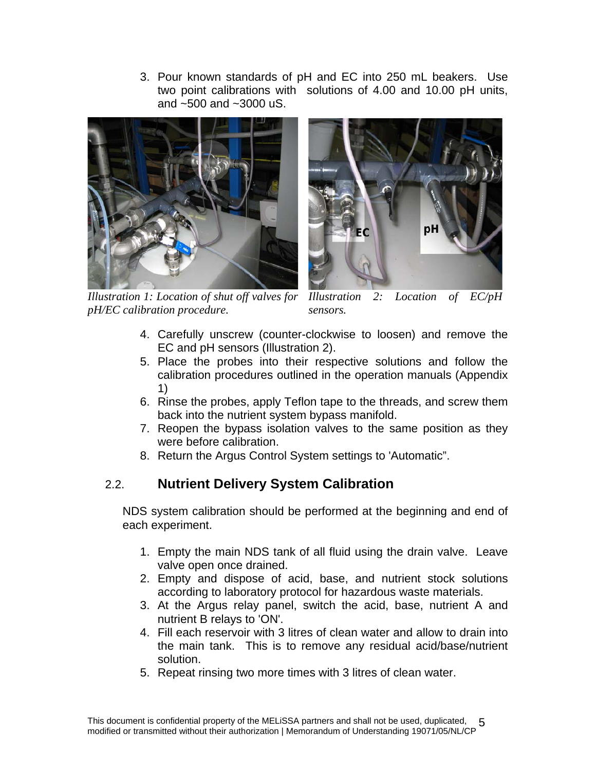3. Pour known standards of pH and EC into 250 mL beakers. Use two point calibrations with solutions of 4.00 and 10.00 pH units, and ~500 and ~3000 uS.

*Illustration 1: Location of shut off valves for pH/EC calibration procedure.*

*Illustration 2: Location of EC/pH sensors.*

4. Carefully unscrew (counter-clockwise to loosen) and remove the EC and pH sensors (Illustration 2).
5. Place the probes into their respective solutions and follow the calibration procedures outlined in the operation manuals (Appendix 1)
6. Rinse the probes, apply Teflon tape to the threads, and screw them back into the nutrient system bypass manifold.
7. Reopen the bypass isolation valves to the same position as they were before calibration.
8. Return the Argus Control System settings to 'Automatic".

## 2.2. Nutrient Delivery System Calibration

NDS system calibration should be performed at the beginning and end of each experiment.

1. Empty the main NDS tank of all fluid using the drain valve. Leave valve open once drained.
2. Empty and dispose of acid, base, and nutrient stock solutions according to laboratory protocol for hazardous waste materials.
3. At the Argus relay panel, switch the acid, base, nutrient A and nutrient B relays to 'ON'.
4. Fill each reservoir with 3 litres of clean water and allow to drain into the main tank. This is to remove any residual acid/base/nutrient solution.
5. Repeat rinsing two more times with 3 litres of clean water.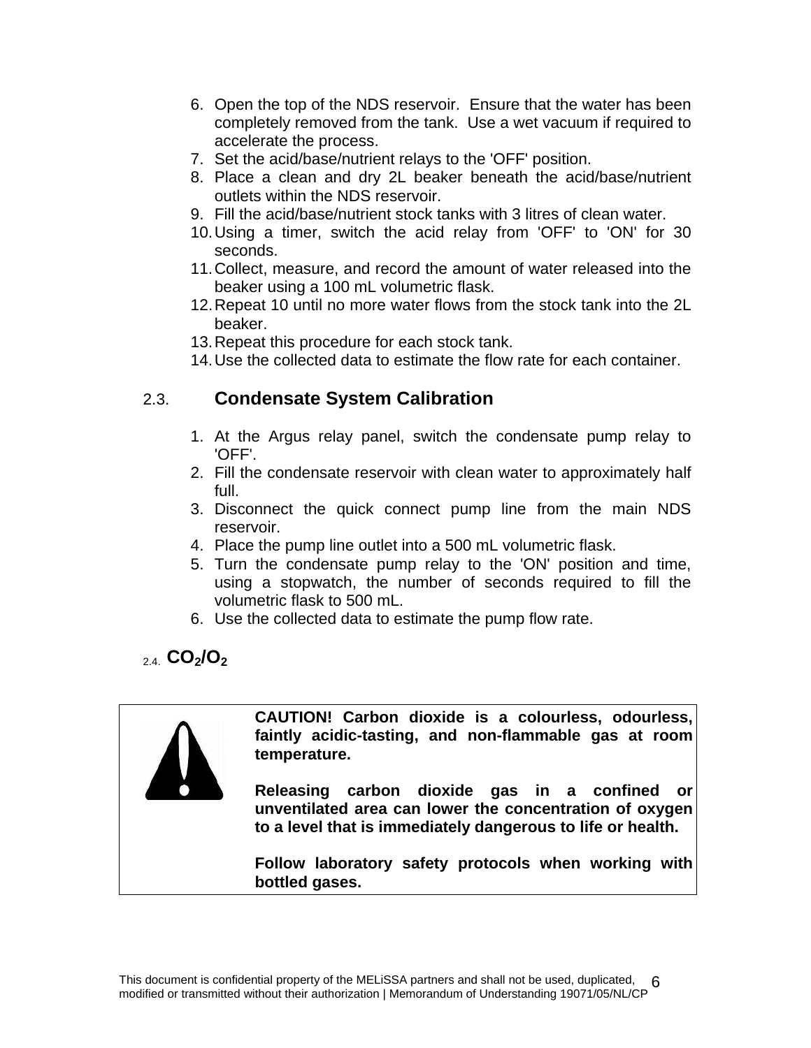6. Open the top of the NDS reservoir. Ensure that the water has been completely removed from the tank. Use a wet vacuum if required to accelerate the process.
7. Set the acid/base/nutrient relays to the 'OFF' position.
8. Place a clean and dry 2L beaker beneath the acid/base/nutrient outlets within the NDS reservoir.
9. Fill the acid/base/nutrient stock tanks with 3 litres of clean water.
10. Using a timer, switch the acid relay from 'OFF' to 'ON' for 30 seconds.
11. Collect, measure, and record the amount of water released into the beaker using a 100 mL volumetric flask.
12. Repeat 10 until no more water flows from the stock tank into the 2L beaker.
13. Repeat this procedure for each stock tank.
14. Use the collected data to estimate the flow rate for each container.

## 2.3. Condensate System Calibration

1. At the Argus relay panel, switch the condensate pump relay to 'OFF'.
2. Fill the condensate reservoir with clean water to approximately half full.
3. Disconnect the quick connect pump line from the main NDS reservoir.
4. Place the pump line outlet into a 500 mL volumetric flask.
5. Turn the condensate pump relay to the 'ON' position and time, using a stopwatch, the number of seconds required to fill the volumetric flask to 500 mL.
6. Use the collected data to estimate the pump flow rate.

## 2.4. $CO_2/O_2$

**CAUTION! Carbon dioxide is a colourless, odourless, faintly acidic-tasting, and non-flammable gas at room temperature.**

**Releasing carbon dioxide gas in a confined or unventilated area can lower the concentration of oxygen to a level that is immediately dangerous to life or health.**

**Follow laboratory safety protocols when working with bottled gases.**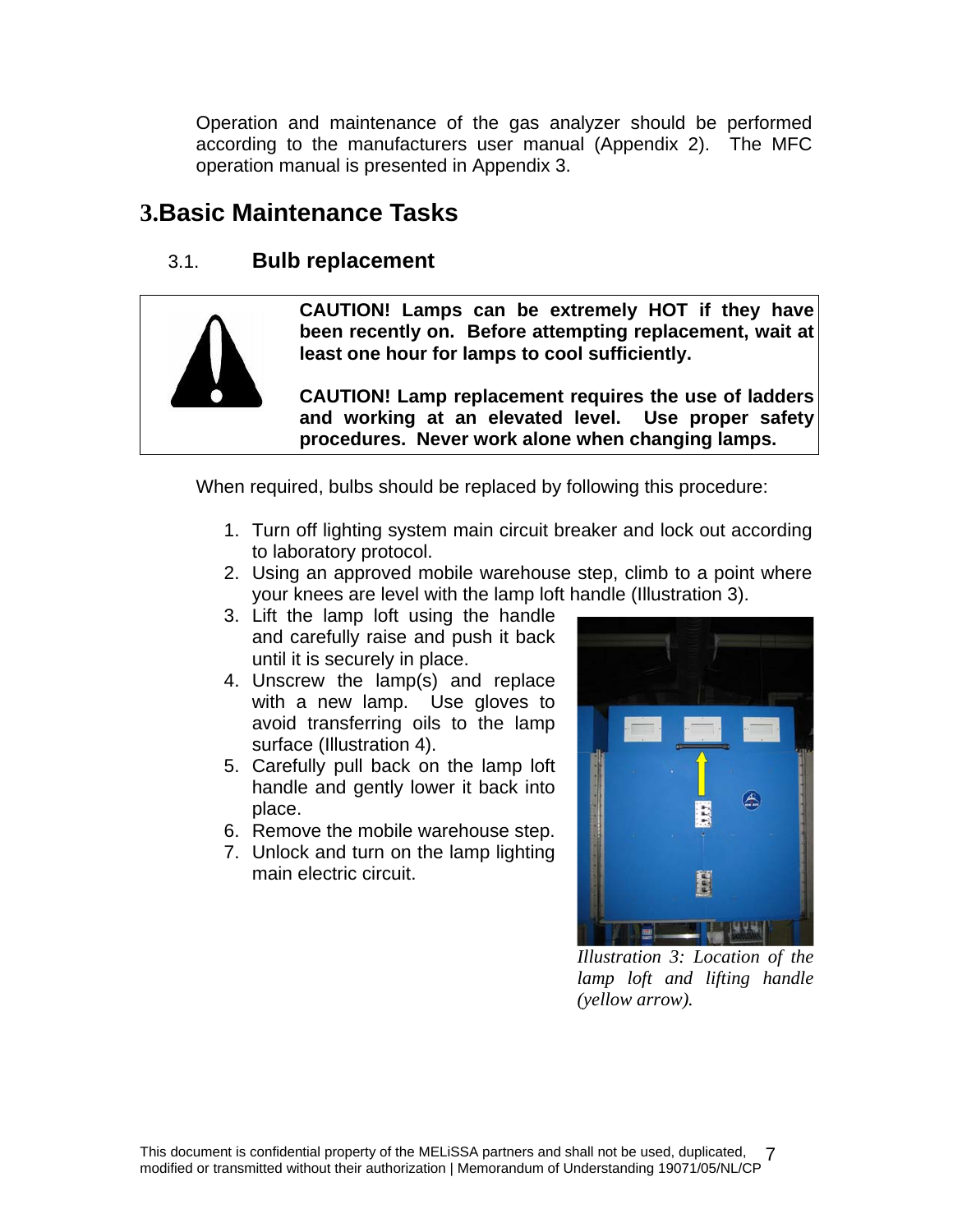Operation and maintenance of the gas analyzer should be performed according to the manufacturers user manual (Appendix 2). The MFC operation manual is presented in Appendix 3.

# 3. Basic Maintenance Tasks

## 3.1. Bulb replacement

**CAUTION! Lamps can be extremely HOT if they have been recently on. Before attempting replacement, wait at least one hour for lamps to cool sufficiently.**

**CAUTION! Lamp replacement requires the use of ladders and working at an elevated level. Use proper safety procedures. Never work alone when changing lamps.**

When required, bulbs should be replaced by following this procedure:

1. Turn off lighting system main circuit breaker and lock out according to laboratory protocol.
2. Using an approved mobile warehouse step, climb to a point where your knees are level with the lamp loft handle (Illustration 3).
3. Lift the lamp loft using the handle and carefully raise and push it back until it is securely in place.
4. Unscrew the lamp(s) and replace with a new lamp. Use gloves to avoid transferring oils to the lamp surface (Illustration 4).
5. Carefully pull back on the lamp loft handle and gently lower it back into place.
6. Remove the mobile warehouse step.
7. Unlock and turn on the lamp lighting main electric circuit.

*Illustration 3: Location of the lamp loft and lifting handle (yellow arrow).*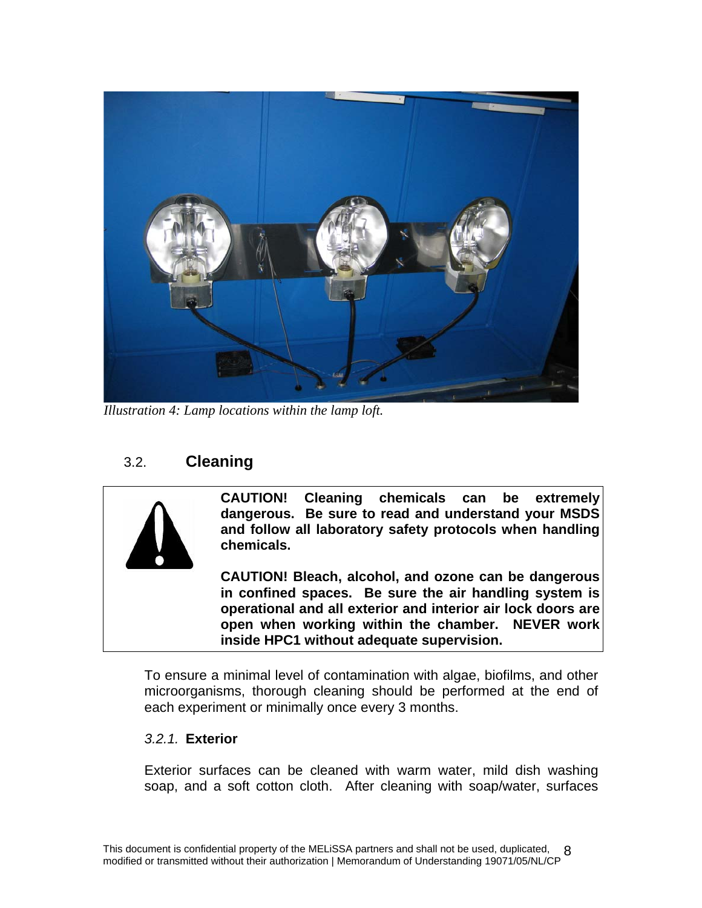*Illustration 4: Lamp locations within the lamp loft.*

## 3.2. Cleaning

**CAUTION! Cleaning chemicals can be extremely dangerous. Be sure to read and understand your MSDS and follow all laboratory safety protocols when handling chemicals.**

**CAUTION! Bleach, alcohol, and ozone can be dangerous in confined spaces. Be sure the air handling system is operational and all exterior and interior air lock doors are open when working within the chamber. NEVER work inside HPC1 without adequate supervision.**

To ensure a minimal level of contamination with algae, biofilms, and other microorganisms, thorough cleaning should be performed at the end of each experiment or minimally once every 3 months.

### *3.2.1.* Exterior

Exterior surfaces can be cleaned with warm water, mild dish washing soap, and a soft cotton cloth. After cleaning with soap/water, surfaces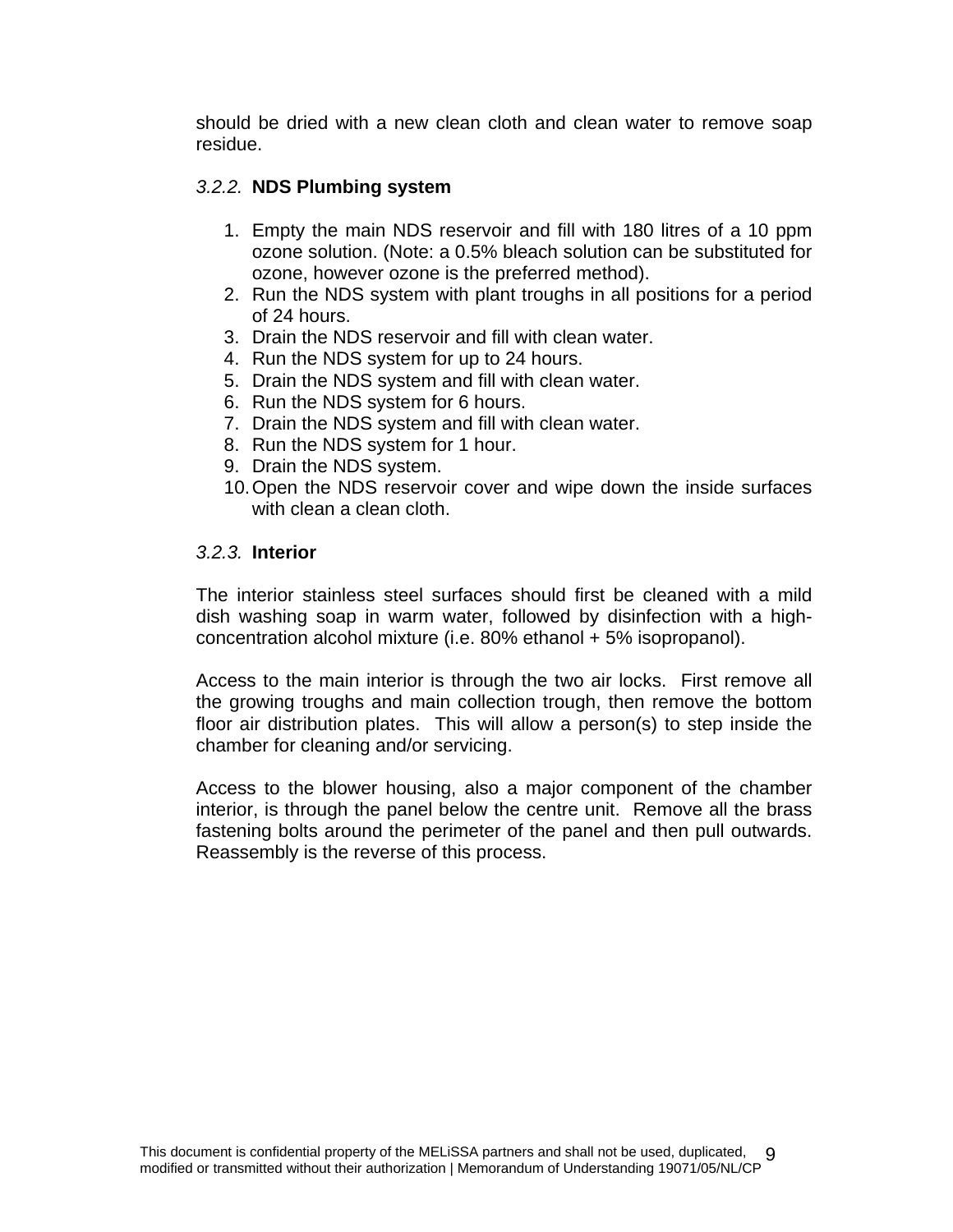should be dried with a new clean cloth and clean water to remove soap residue.

### *3.2.2.* **NDS Plumbing system**

1. Empty the main NDS reservoir and fill with 180 litres of a 10 ppm ozone solution. (Note: a 0.5% bleach solution can be substituted for ozone, however ozone is the preferred method).
2. Run the NDS system with plant troughs in all positions for a period of 24 hours.
3. Drain the NDS reservoir and fill with clean water.
4. Run the NDS system for up to 24 hours.
5. Drain the NDS system and fill with clean water.
6. Run the NDS system for 6 hours.
7. Drain the NDS system and fill with clean water.
8. Run the NDS system for 1 hour.
9. Drain the NDS system.
10. Open the NDS reservoir cover and wipe down the inside surfaces with clean a clean cloth.

### *3.2.3.* **Interior**

The interior stainless steel surfaces should first be cleaned with a mild dish washing soap in warm water, followed by disinfection with a high-concentration alcohol mixture (i.e. 80% ethanol + 5% isopropanol).

Access to the main interior is through the two air locks. First remove all the growing troughs and main collection trough, then remove the bottom floor air distribution plates. This will allow a person(s) to step inside the chamber for cleaning and/or servicing.

Access to the blower housing, also a major component of the chamber interior, is through the panel below the centre unit. Remove all the brass fastening bolts around the perimeter of the panel and then pull outwards. Reassembly is the reverse of this process.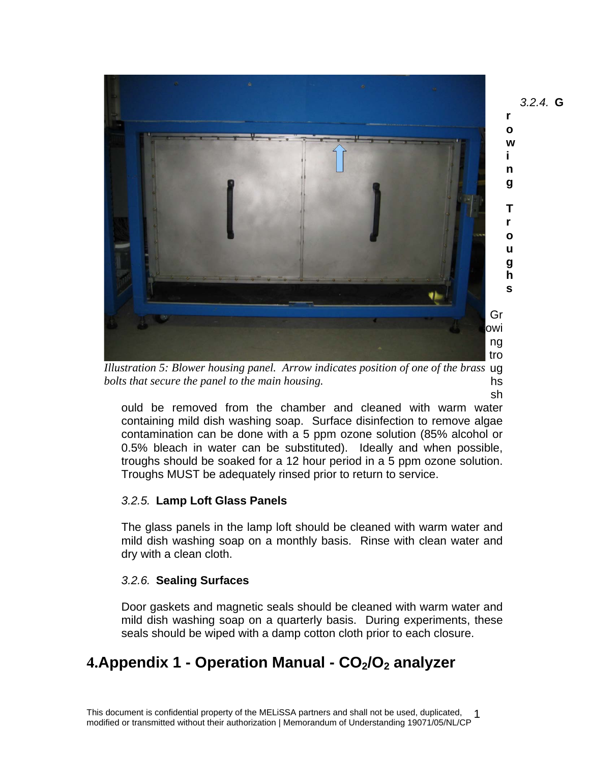*Illustration 5: Blower housing panel. Arrow indicates position of one of the brass bolts that secure the panel to the main housing.*

### *3.2.4.* **Growing Troughs**

Growing troughs should be removed from the chamber and cleaned with warm water containing mild dish washing soap. Surface disinfection to remove algae contamination can be done with a 5 ppm ozone solution (85% alcohol or 0.5% bleach in water can be substituted). Ideally and when possible, troughs should be soaked for a 12 hour period in a 5 ppm ozone solution. Troughs MUST be adequately rinsed prior to return to service.

### *3.2.5.* **Lamp Loft Glass Panels**

The glass panels in the lamp loft should be cleaned with warm water and mild dish washing soap on a monthly basis. Rinse with clean water and dry with a clean cloth.

### *3.2.6.* **Sealing Surfaces**

Door gaskets and magnetic seals should be cleaned with warm water and mild dish washing soap on a quarterly basis. During experiments, these seals should be wiped with a damp cotton cloth prior to each closure.

# 4.Appendix 1 - Operation Manual - $CO_2$/$O_2$ analyzer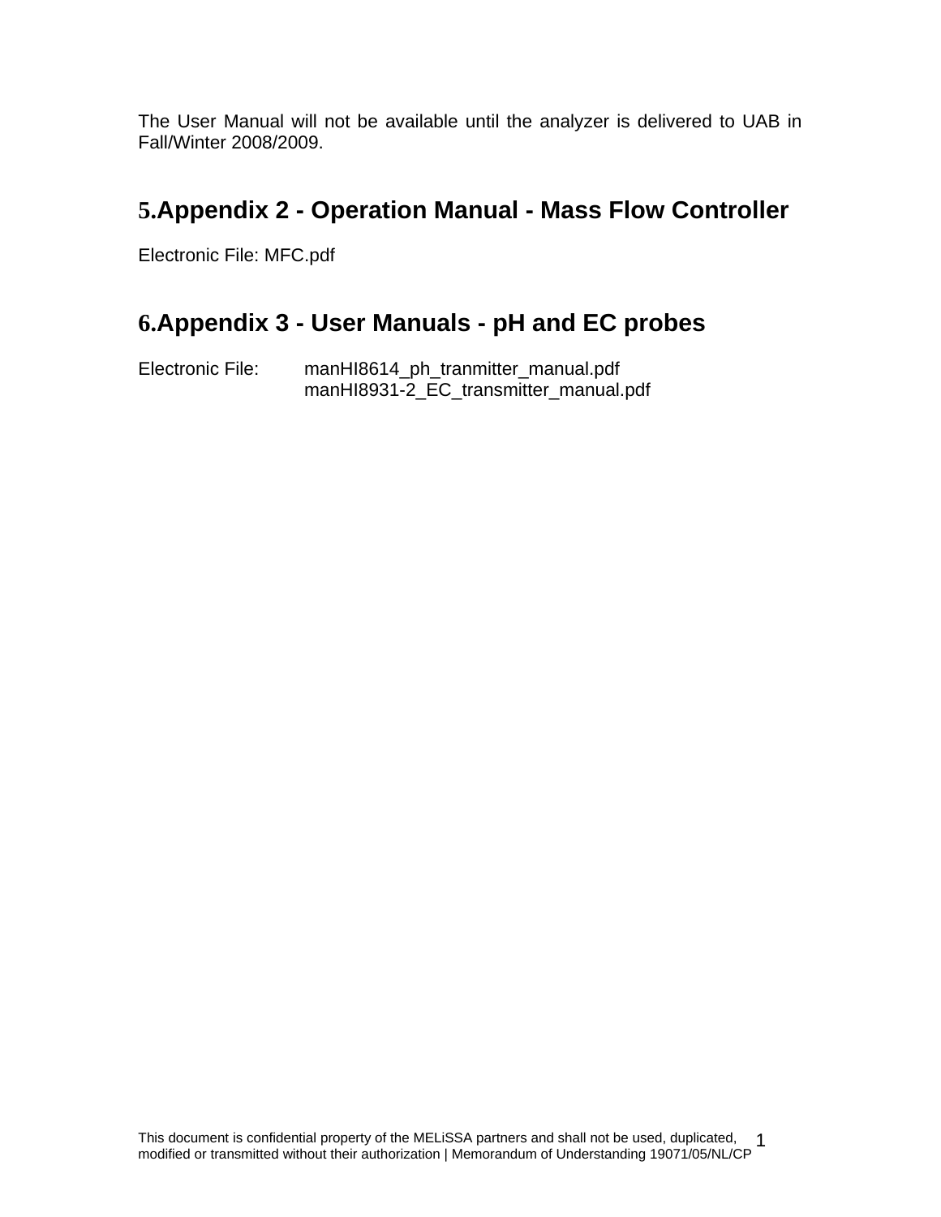The User Manual will not be available until the analyzer is delivered to UAB in Fall/Winter 2008/2009.

# 5.Appendix 2 - Operation Manual - Mass Flow Controller

Electronic File: MFC.pdf

# 6.Appendix 3 - User Manuals - pH and EC probes

Electronic File: manHI8614_ph_tranmitter_manual.pdf
manHI8931-2_EC_transmitter_manual.pdf